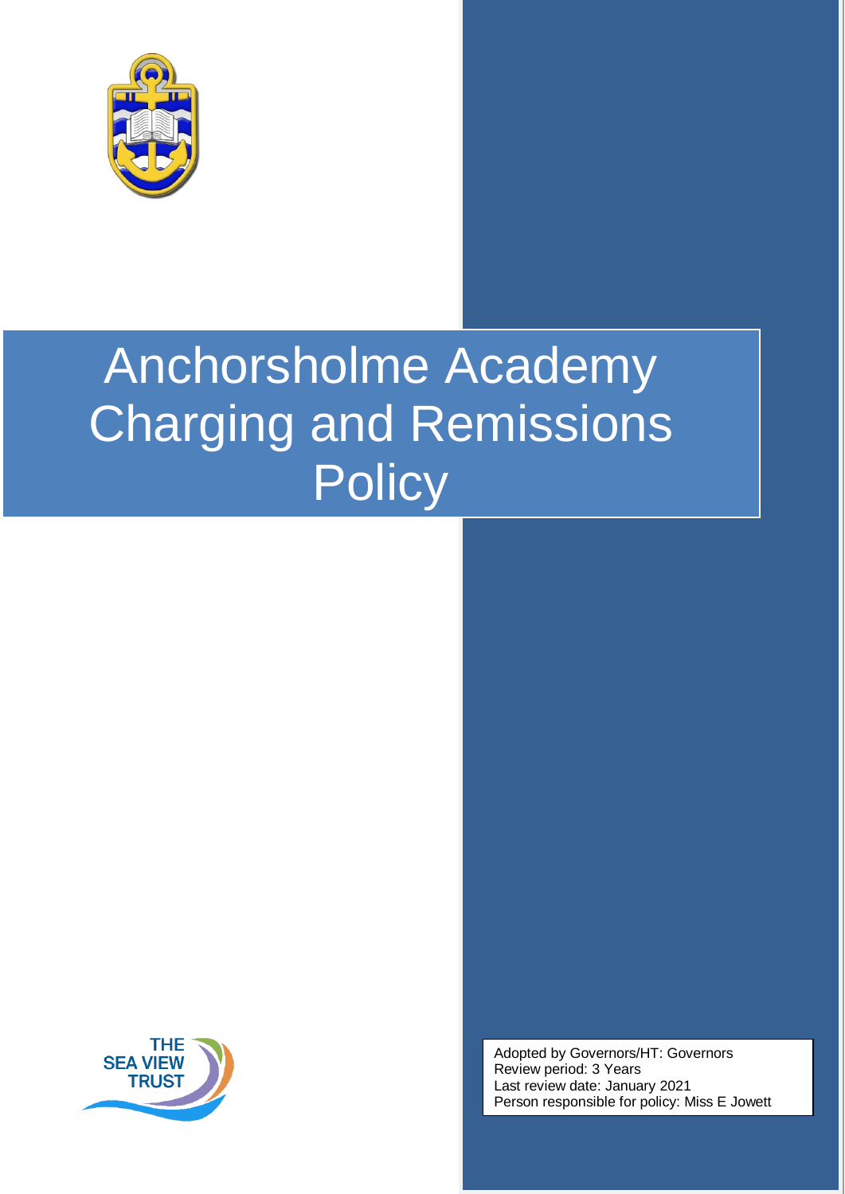# Anchorsholme Academy Charging and Remissions Policy

THE SEA VIEW TRUST

Adopted by Governors/HT: Governors
Review period: 3 Years
Last review date: January 2021
Person responsible for policy: Miss E Jowett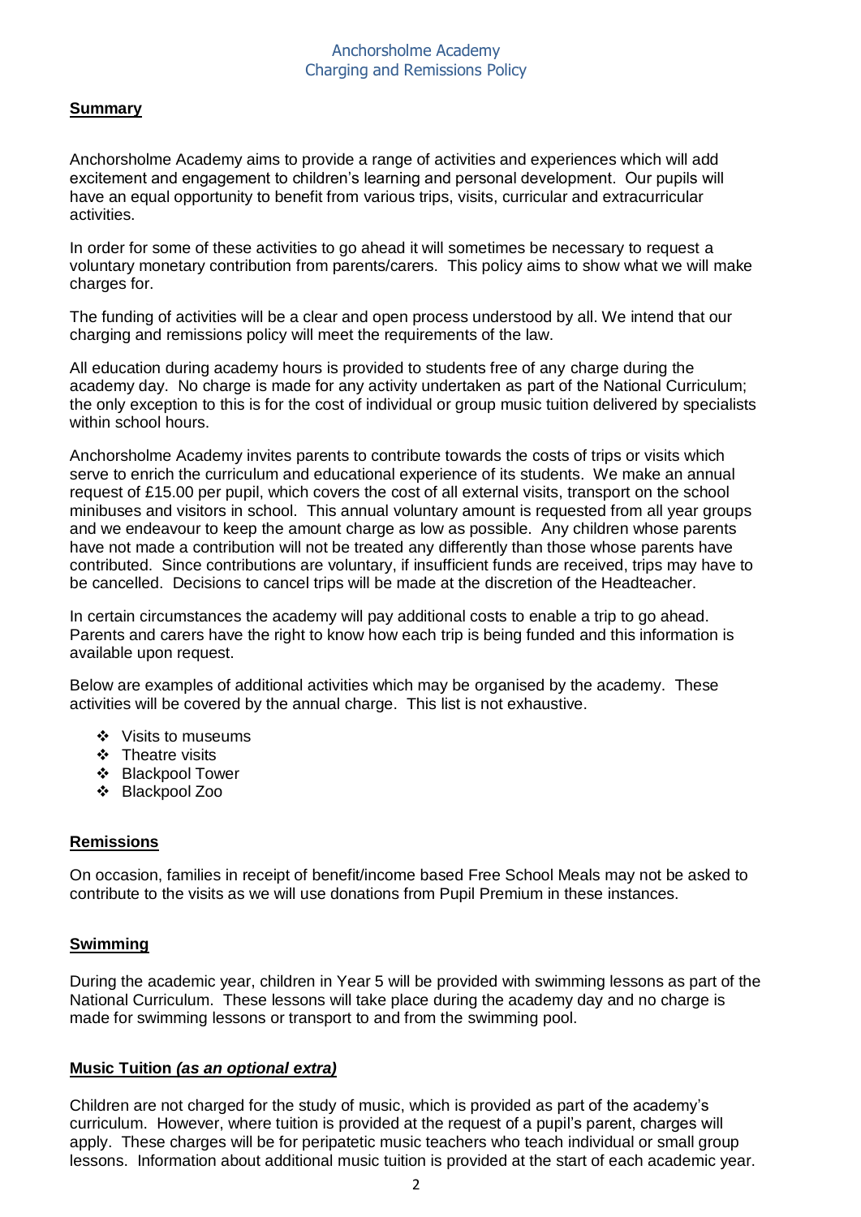# Anchorsholme Academy
# Charging and Remissions Policy

## **Summary**

Anchorsholme Academy aims to provide a range of activities and experiences which will add excitement and engagement to children's learning and personal development. Our pupils will have an equal opportunity to benefit from various trips, visits, curricular and extracurricular activities.

In order for some of these activities to go ahead it will sometimes be necessary to request a voluntary monetary contribution from parents/carers. This policy aims to show what we will make charges for.

The funding of activities will be a clear and open process understood by all. We intend that our charging and remissions policy will meet the requirements of the law.

All education during academy hours is provided to students free of any charge during the academy day. No charge is made for any activity undertaken as part of the National Curriculum; the only exception to this is for the cost of individual or group music tuition delivered by specialists within school hours.

Anchorsholme Academy invites parents to contribute towards the costs of trips or visits which serve to enrich the curriculum and educational experience of its students. We make an annual request of £15.00 per pupil, which covers the cost of all external visits, transport on the school minibuses and visitors in school. This annual voluntary amount is requested from all year groups and we endeavour to keep the amount charge as low as possible. Any children whose parents have not made a contribution will not be treated any differently than those whose parents have contributed. Since contributions are voluntary, if insufficient funds are received, trips may have to be cancelled. Decisions to cancel trips will be made at the discretion of the Headteacher.

In certain circumstances the academy will pay additional costs to enable a trip to go ahead. Parents and carers have the right to know how each trip is being funded and this information is available upon request.

Below are examples of additional activities which may be organised by the academy. These activities will be covered by the annual charge. This list is not exhaustive.

- Visits to museums
- Theatre visits
- Blackpool Tower
- Blackpool Zoo

## **Remissions**

On occasion, families in receipt of benefit/income based Free School Meals may not be asked to contribute to the visits as we will use donations from Pupil Premium in these instances.

## **Swimming**

During the academic year, children in Year 5 will be provided with swimming lessons as part of the National Curriculum. These lessons will take place during the academy day and no charge is made for swimming lessons or transport to and from the swimming pool.

## **Music Tuition *(as an optional extra)***

Children are not charged for the study of music, which is provided as part of the academy's curriculum. However, where tuition is provided at the request of a pupil's parent, charges will apply. These charges will be for peripatetic music teachers who teach individual or small group lessons. Information about additional music tuition is provided at the start of each academic year.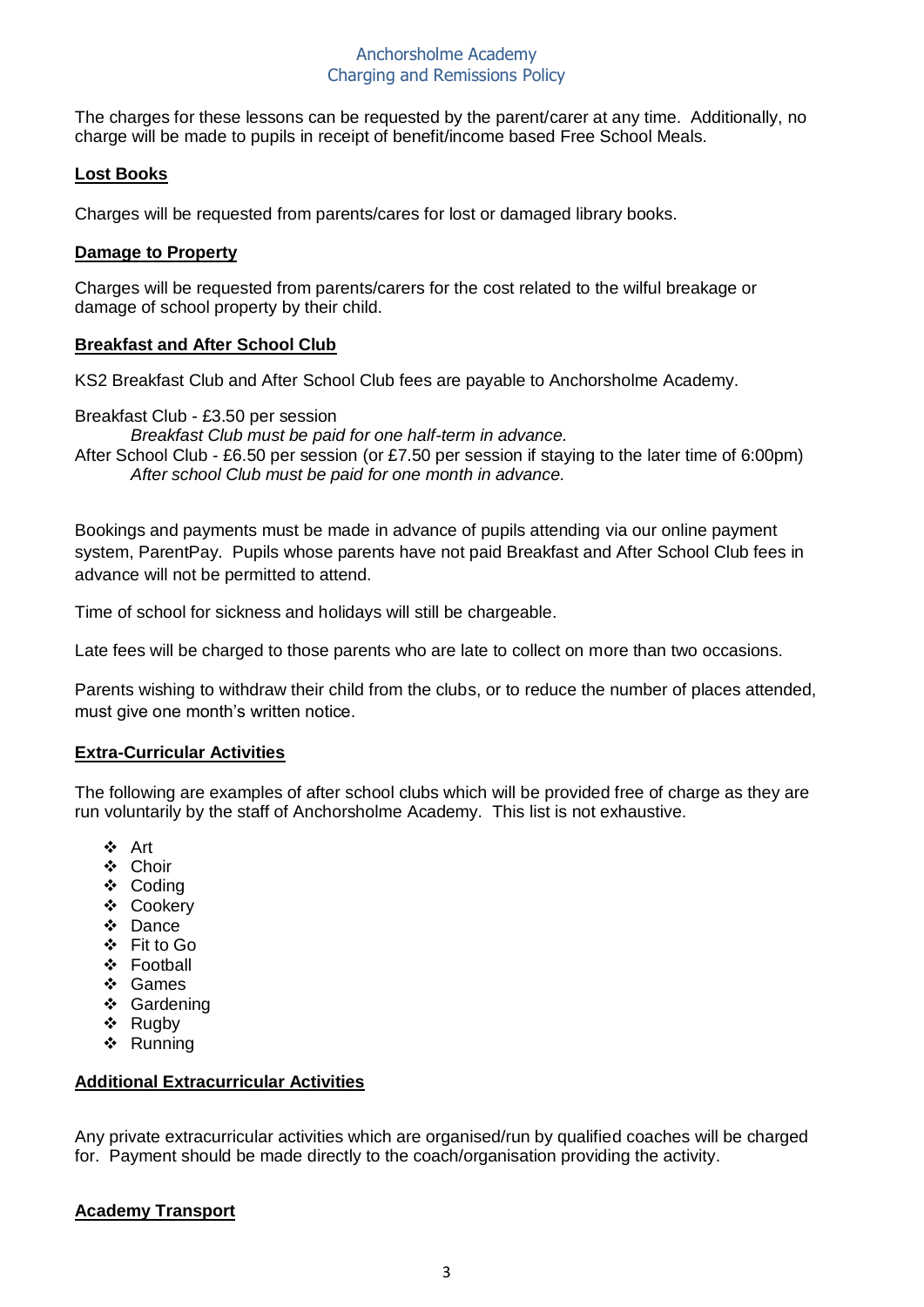The charges for these lessons can be requested by the parent/carer at any time. Additionally, no charge will be made to pupils in receipt of benefit/income based Free School Meals.

**Lost Books**

Charges will be requested from parents/cares for lost or damaged library books.

**Damage to Property**

Charges will be requested from parents/carers for the cost related to the wilful breakage or damage of school property by their child.

**Breakfast and After School Club**

KS2 Breakfast Club and After School Club fees are payable to Anchorsholme Academy.

Breakfast Club - £3.50 per session
*Breakfast Club must be paid for one half-term in advance.*
After School Club - £6.50 per session (or £7.50 per session if staying to the later time of 6:00pm)
*After school Club must be paid for one month in advance.*

Bookings and payments must be made in advance of pupils attending via our online payment system, ParentPay. Pupils whose parents have not paid Breakfast and After School Club fees in advance will not be permitted to attend.

Time of school for sickness and holidays will still be chargeable.

Late fees will be charged to those parents who are late to collect on more than two occasions.

Parents wishing to withdraw their child from the clubs, or to reduce the number of places attended, must give one month's written notice.

**Extra-Curricular Activities**

The following are examples of after school clubs which will be provided free of charge as they are run voluntarily by the staff of Anchorsholme Academy. This list is not exhaustive.

- Art
- Choir
- Coding
- Cookery
- Dance
- Fit to Go
- Football
- Games
- Gardening
- Rugby
- Running

**Additional Extracurricular Activities**

Any private extracurricular activities which are organised/run by qualified coaches will be charged for. Payment should be made directly to the coach/organisation providing the activity.

**Academy Transport**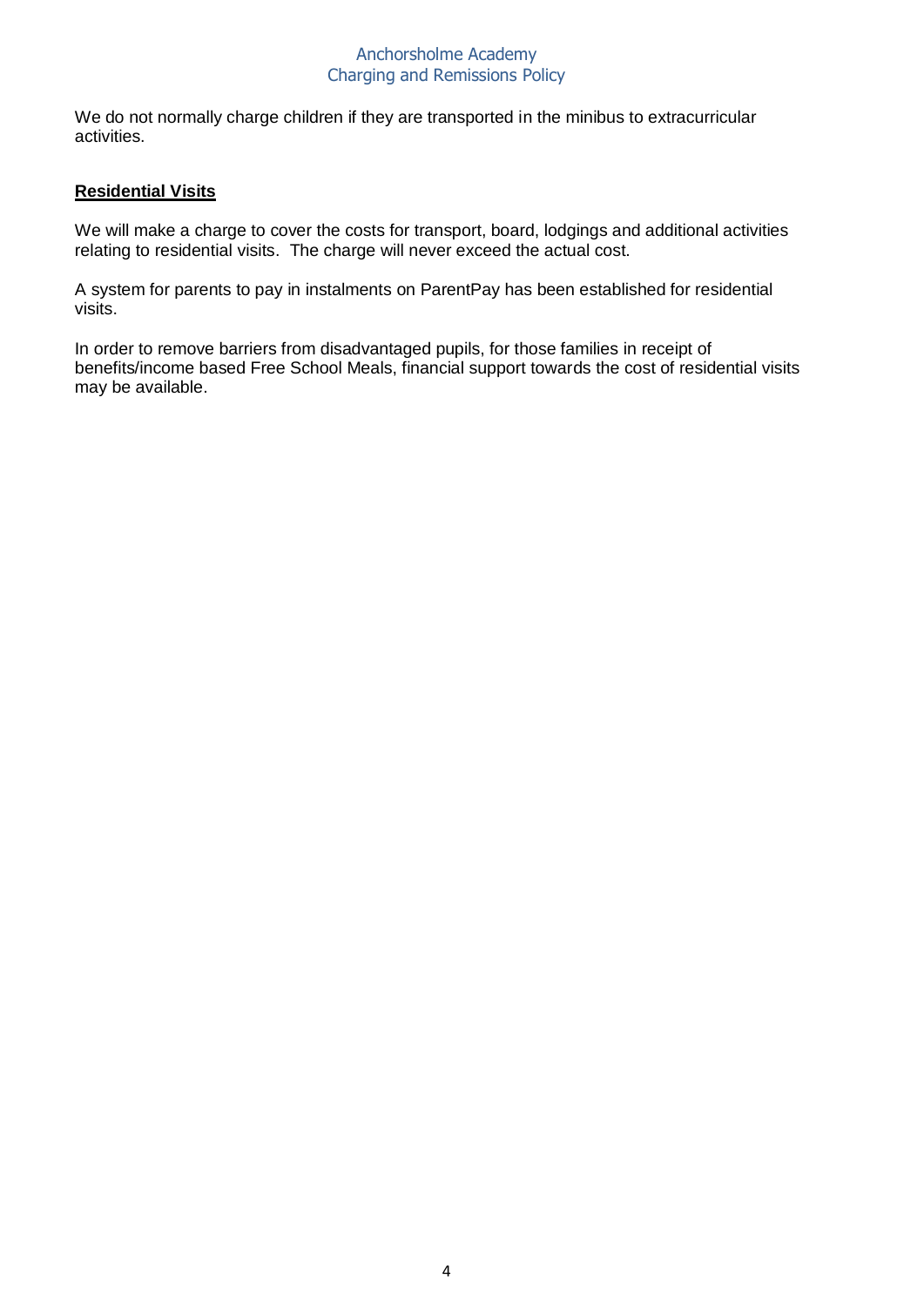We do not normally charge children if they are transported in the minibus to extracurricular activities.

## Residential Visits

We will make a charge to cover the costs for transport, board, lodgings and additional activities relating to residential visits.  The charge will never exceed the actual cost.

A system for parents to pay in instalments on ParentPay has been established for residential visits.

In order to remove barriers from disadvantaged pupils, for those families in receipt of benefits/income based Free School Meals, financial support towards the cost of residential visits may be available.